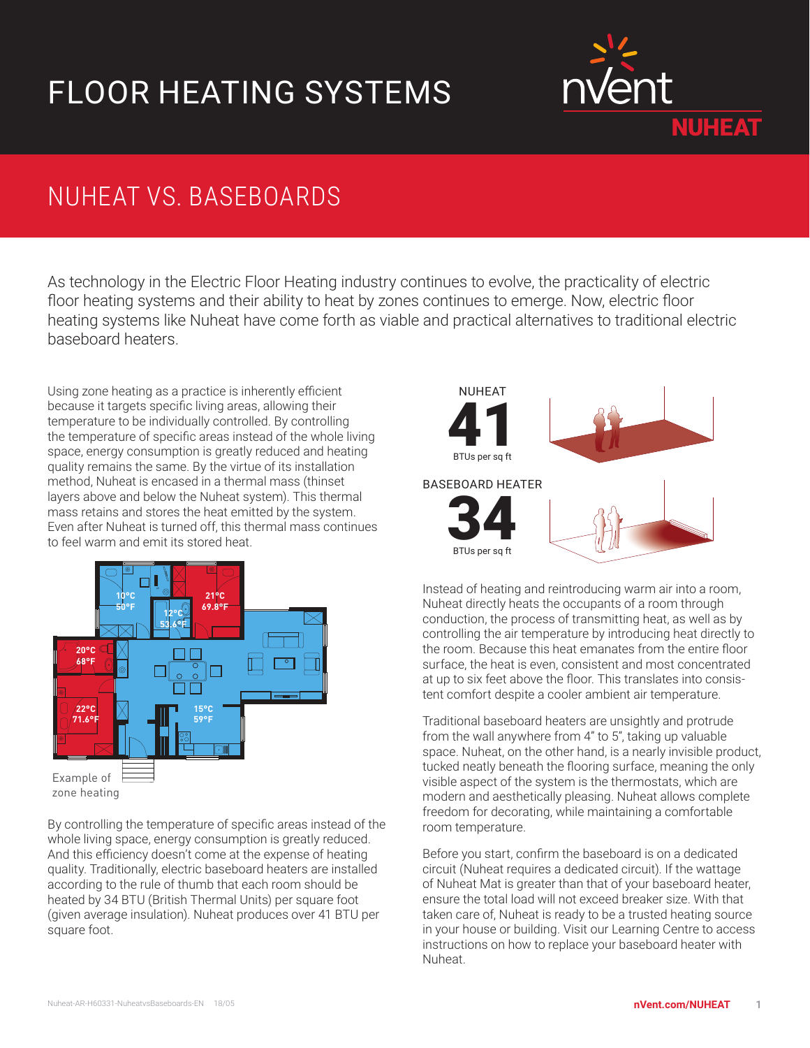# FLOOR HEATING SYSTEMS

## NUHEAT VS. BASEBOARDS

As technology in the Electric Floor Heating industry continues to evolve, the practicality of electric floor heating systems and their ability to heat by zones continues to emerge. Now, electric floor heating systems like Nuheat have come forth as viable and practical alternatives to traditional electric baseboard heaters.

Using zone heating as a practice is inherently efficient because it targets specific living areas, allowing their temperature to be individually controlled. By controlling the temperature of specific areas instead of the whole living space, energy consumption is greatly reduced and heating quality remains the same. By the virtue of its installation method, Nuheat is encased in a thermal mass (thinset layers above and below the Nuheat system). This thermal mass retains and stores the heat emitted by the system. Even after Nuheat is turned off, this thermal mass continues to feel warm and emit its stored heat.

10°C 50°F | 12°C 53.6°F | 21°C 69.8°F | 20°C 68°F | 22°C 71.6°F | 15°C 59°F

Example of zone heating

By controlling the temperature of specific areas instead of the whole living space, energy consumption is greatly reduced. And this efficiency doesn't come at the expense of heating quality. Traditionally, electric baseboard heaters are installed according to the rule of thumb that each room should be heated by 34 BTU (British Thermal Units) per square foot (given average insulation). Nuheat produces over 41 BTU per square foot.

NUHEAT
**41**
BTUs per sq ft

BASEBOARD HEATER
**34**
BTUs per sq ft

Instead of heating and reintroducing warm air into a room, Nuheat directly heats the occupants of a room through conduction, the process of transmitting heat, as well as by controlling the air temperature by introducing heat directly to the room. Because this heat emanates from the entire floor surface, the heat is even, consistent and most concentrated at up to six feet above the floor. This translates into consistent comfort despite a cooler ambient air temperature.

Traditional baseboard heaters are unsightly and protrude from the wall anywhere from 4" to 5", taking up valuable space. Nuheat, on the other hand, is a nearly invisible product, tucked neatly beneath the flooring surface, meaning the only visible aspect of the system is the thermostats, which are modern and aesthetically pleasing. Nuheat allows complete freedom for decorating, while maintaining a comfortable room temperature.

Before you start, confirm the baseboard is on a dedicated circuit (Nuheat requires a dedicated circuit). If the wattage of Nuheat Mat is greater than that of your baseboard heater, ensure the total load will not exceed breaker size. With that taken care of, Nuheat is ready to be a trusted heating source in your house or building. Visit our Learning Centre to access instructions on how to replace your baseboard heater with Nuheat.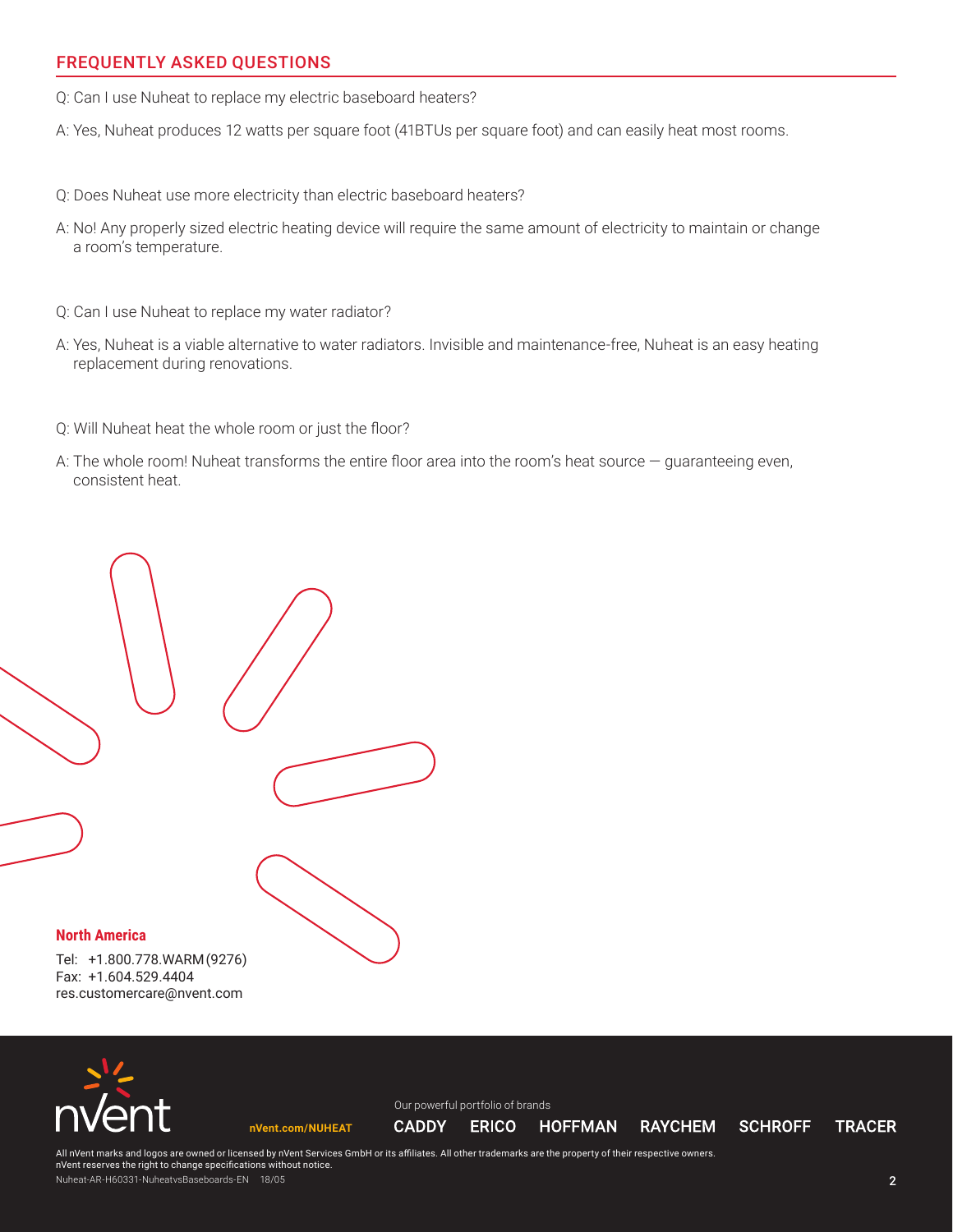## FREQUENTLY ASKED QUESTIONS

Q: Can I use Nuheat to replace my electric baseboard heaters?

A: Yes, Nuheat produces 12 watts per square foot (41BTUs per square foot) and can easily heat most rooms.

Q: Does Nuheat use more electricity than electric baseboard heaters?

A: No! Any properly sized electric heating device will require the same amount of electricity to maintain or change a room's temperature.

Q: Can I use Nuheat to replace my water radiator?

A: Yes, Nuheat is a viable alternative to water radiators. Invisible and maintenance-free, Nuheat is an easy heating replacement during renovations.

Q: Will Nuheat heat the whole room or just the floor?

A: The whole room! Nuheat transforms the entire floor area into the room's heat source — guaranteeing even, consistent heat.

**North America**

Tel: +1.800.778.WARM (9276)
Fax: +1.604.529.4404
res.customercare@nvent.com

nVent

**nVent.com/NUHEAT**

Our powerful portfolio of brands

CADDY ERICO HOFFMAN RAYCHEM SCHROFF TRACER

All nVent marks and logos are owned or licensed by nVent Services GmbH or its affiliates. All other trademarks are the property of their respective owners.
nVent reserves the right to change specifications without notice.

Nuheat-AR-H60331-NuheatvsBaseboards-EN 18/05